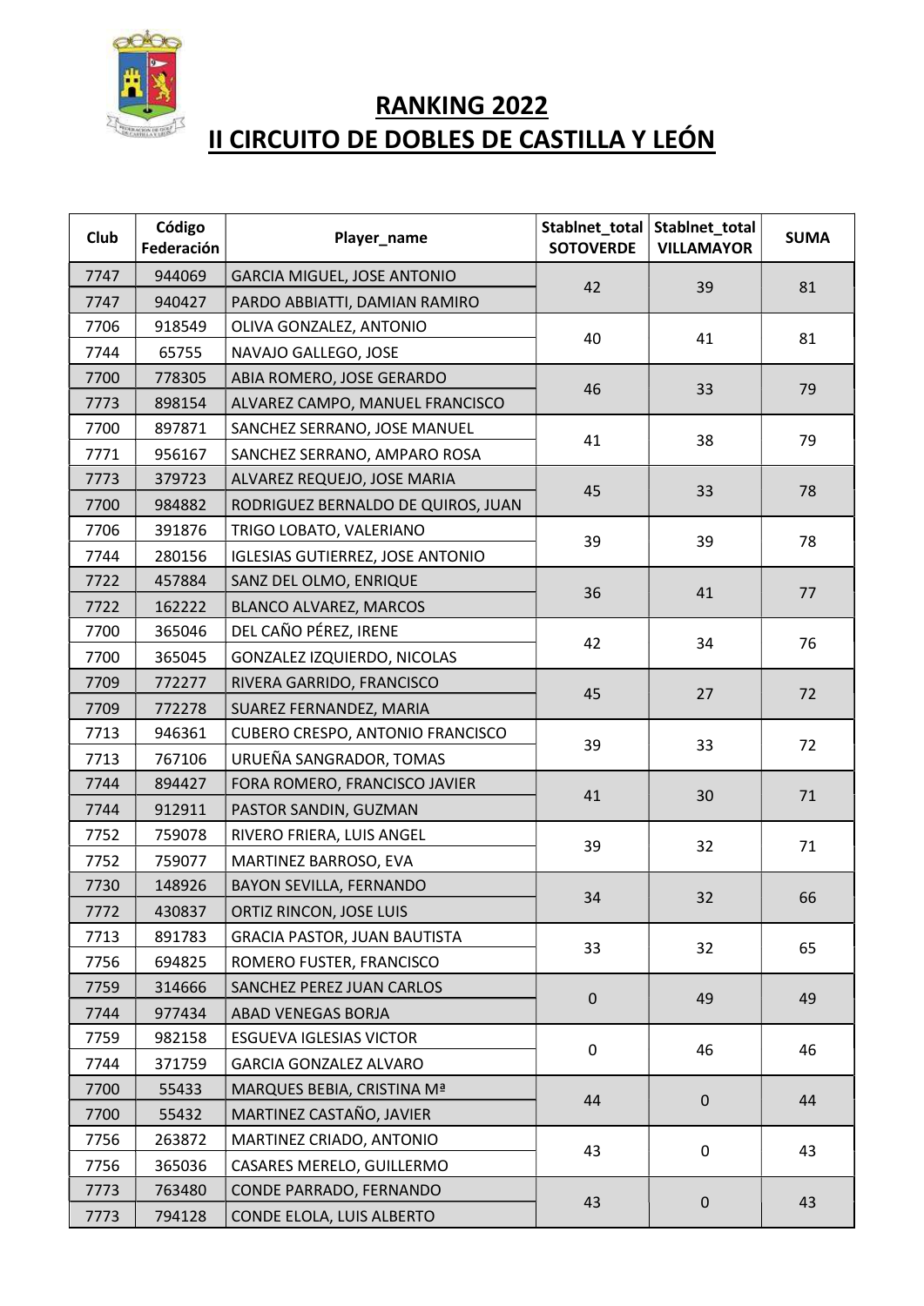# RANKING 2022

# II CIRCUITO DE DOBLES DE CASTILLA Y LEÓN

| Club | Código Federación | Player_name | Stablnet_total SOTOVERDE | Stablnet_total VILLAMAYOR | SUMA |
|---|---|---|---|---|---|
| 7747 | 944069 | GARCIA MIGUEL, JOSE ANTONIO | 42 | 39 | 81 |
| 7747 | 940427 | PARDO ABBIATTI, DAMIAN RAMIRO | | | |
| 7706 | 918549 | OLIVA GONZALEZ, ANTONIO | 40 | 41 | 81 |
| 7744 | 65755 | NAVAJO GALLEGO, JOSE | | | |
| 7700 | 778305 | ABIA ROMERO, JOSE GERARDO | 46 | 33 | 79 |
| 7773 | 898154 | ALVAREZ CAMPO, MANUEL FRANCISCO | | | |
| 7700 | 897871 | SANCHEZ SERRANO, JOSE MANUEL | 41 | 38 | 79 |
| 7771 | 956167 | SANCHEZ SERRANO, AMPARO ROSA | | | |
| 7773 | 379723 | ALVAREZ REQUEJO, JOSE MARIA | 45 | 33 | 78 |
| 7700 | 984882 | RODRIGUEZ BERNALDO DE QUIROS, JUAN | | | |
| 7706 | 391876 | TRIGO LOBATO, VALERIANO | 39 | 39 | 78 |
| 7744 | 280156 | IGLESIAS GUTIERREZ, JOSE ANTONIO | | | |
| 7722 | 457884 | SANZ DEL OLMO, ENRIQUE | 36 | 41 | 77 |
| 7722 | 162222 | BLANCO ALVAREZ, MARCOS | | | |
| 7700 | 365046 | DEL CAÑO PÉREZ, IRENE | 42 | 34 | 76 |
| 7700 | 365045 | GONZALEZ IZQUIERDO, NICOLAS | | | |
| 7709 | 772277 | RIVERA GARRIDO, FRANCISCO | 45 | 27 | 72 |
| 7709 | 772278 | SUAREZ FERNANDEZ, MARIA | | | |
| 7713 | 946361 | CUBERO CRESPO, ANTONIO FRANCISCO | 39 | 33 | 72 |
| 7713 | 767106 | URUEÑA SANGRADOR, TOMAS | | | |
| 7744 | 894427 | FORA ROMERO, FRANCISCO JAVIER | 41 | 30 | 71 |
| 7744 | 912911 | PASTOR SANDIN, GUZMAN | | | |
| 7752 | 759078 | RIVERO FRIERA, LUIS ANGEL | 39 | 32 | 71 |
| 7752 | 759077 | MARTINEZ BARROSO, EVA | | | |
| 7730 | 148926 | BAYON SEVILLA, FERNANDO | 34 | 32 | 66 |
| 7772 | 430837 | ORTIZ RINCON, JOSE LUIS | | | |
| 7713 | 891783 | GRACIA PASTOR, JUAN BAUTISTA | 33 | 32 | 65 |
| 7756 | 694825 | ROMERO FUSTER, FRANCISCO | | | |
| 7759 | 314666 | SANCHEZ PEREZ JUAN CARLOS | 0 | 49 | 49 |
| 7744 | 977434 | ABAD VENEGAS BORJA | | | |
| 7759 | 982158 | ESGUEVA IGLESIAS VICTOR | 0 | 46 | 46 |
| 7744 | 371759 | GARCIA GONZALEZ ALVARO | | | |
| 7700 | 55433 | MARQUES BEBIA, CRISTINA Mª | 44 | 0 | 44 |
| 7700 | 55432 | MARTINEZ CASTAÑO, JAVIER | | | |
| 7756 | 263872 | MARTINEZ CRIADO, ANTONIO | 43 | 0 | 43 |
| 7756 | 365036 | CASARES MERELO, GUILLERMO | | | |
| 7773 | 763480 | CONDE PARRADO, FERNANDO | 43 | 0 | 43 |
| 7773 | 794128 | CONDE ELOLA, LUIS ALBERTO | | | |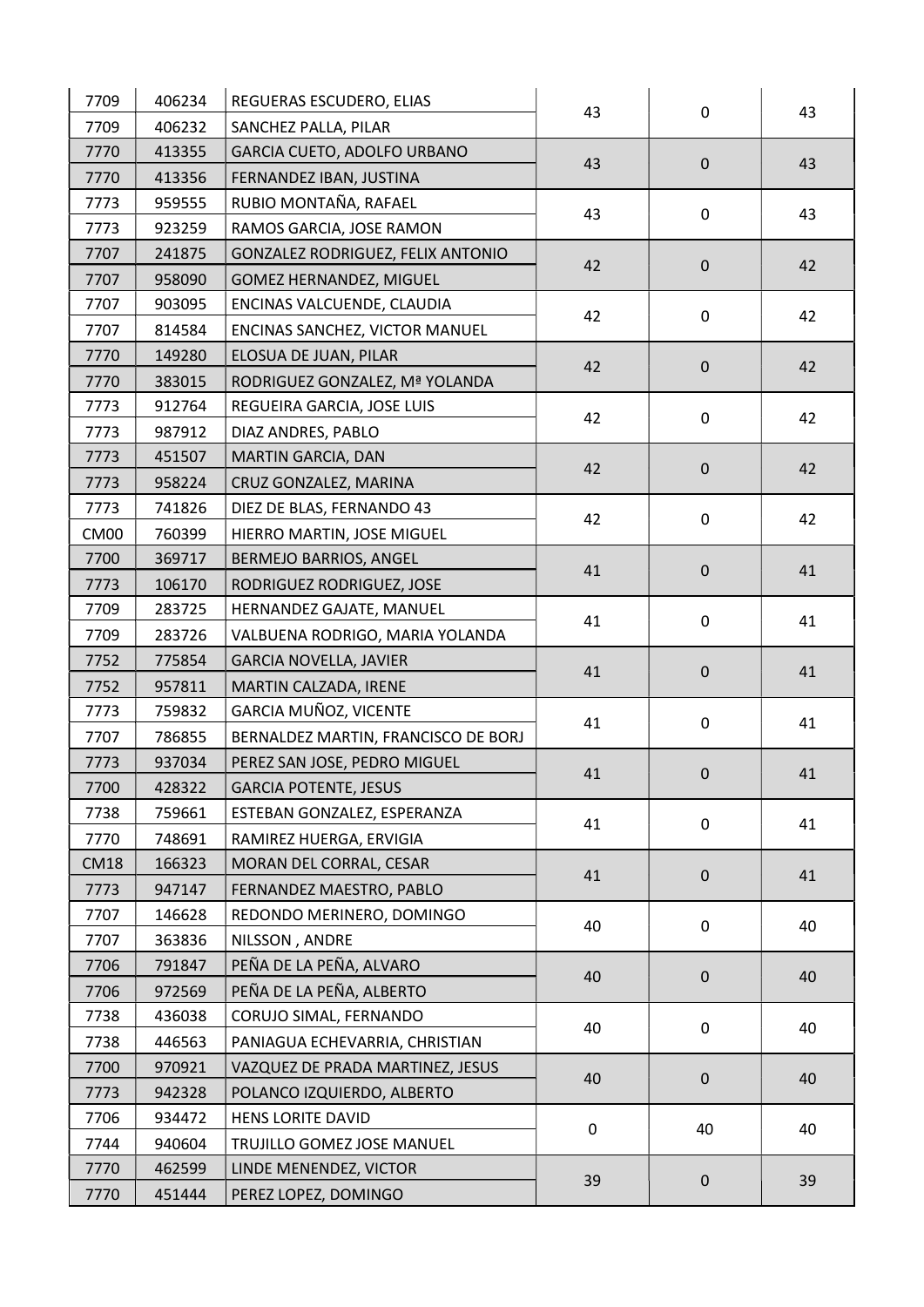| | | | | | |
|---|---|---|---|---|---|
| 7709 | 406234 | REGUERAS ESCUDERO, ELIAS | 43 | 0 | 43 |
| 7709 | 406232 | SANCHEZ PALLA, PILAR | | | |
| 7770 | 413355 | GARCIA CUETO, ADOLFO URBANO | 43 | 0 | 43 |
| 7770 | 413356 | FERNANDEZ IBAN, JUSTINA | | | |
| 7773 | 959555 | RUBIO MONTAÑA, RAFAEL | 43 | 0 | 43 |
| 7773 | 923259 | RAMOS GARCIA, JOSE RAMON | | | |
| 7707 | 241875 | GONZALEZ RODRIGUEZ, FELIX ANTONIO | 42 | 0 | 42 |
| 7707 | 958090 | GOMEZ HERNANDEZ, MIGUEL | | | |
| 7707 | 903095 | ENCINAS VALCUENDE, CLAUDIA | 42 | 0 | 42 |
| 7707 | 814584 | ENCINAS SANCHEZ, VICTOR MANUEL | | | |
| 7770 | 149280 | ELOSUA DE JUAN, PILAR | 42 | 0 | 42 |
| 7770 | 383015 | RODRIGUEZ GONZALEZ, Mª YOLANDA | | | |
| 7773 | 912764 | REGUEIRA GARCIA, JOSE LUIS | 42 | 0 | 42 |
| 7773 | 987912 | DIAZ ANDRES, PABLO | | | |
| 7773 | 451507 | MARTIN GARCIA, DAN | 42 | 0 | 42 |
| 7773 | 958224 | CRUZ GONZALEZ, MARINA | | | |
| 7773 | 741826 | DIEZ DE BLAS, FERNANDO 43 | 42 | 0 | 42 |
| CM00 | 760399 | HIERRO MARTIN, JOSE MIGUEL | | | |
| 7700 | 369717 | BERMEJO BARRIOS, ANGEL | 41 | 0 | 41 |
| 7773 | 106170 | RODRIGUEZ RODRIGUEZ, JOSE | | | |
| 7709 | 283725 | HERNANDEZ GAJATE, MANUEL | 41 | 0 | 41 |
| 7709 | 283726 | VALBUENA RODRIGO, MARIA YOLANDA | | | |
| 7752 | 775854 | GARCIA NOVELLA, JAVIER | 41 | 0 | 41 |
| 7752 | 957811 | MARTIN CALZADA, IRENE | | | |
| 7773 | 759832 | GARCIA MUÑOZ, VICENTE | 41 | 0 | 41 |
| 7707 | 786855 | BERNALDEZ MARTIN, FRANCISCO DE BORJ | | | |
| 7773 | 937034 | PEREZ SAN JOSE, PEDRO MIGUEL | 41 | 0 | 41 |
| 7700 | 428322 | GARCIA POTENTE, JESUS | | | |
| 7738 | 759661 | ESTEBAN GONZALEZ, ESPERANZA | 41 | 0 | 41 |
| 7770 | 748691 | RAMIREZ HUERGA, ERVIGIA | | | |
| CM18 | 166323 | MORAN DEL CORRAL, CESAR | 41 | 0 | 41 |
| 7773 | 947147 | FERNANDEZ MAESTRO, PABLO | | | |
| 7707 | 146628 | REDONDO MERINERO, DOMINGO | 40 | 0 | 40 |
| 7707 | 363836 | NILSSON , ANDRE | | | |
| 7706 | 791847 | PEÑA DE LA PEÑA, ALVARO | 40 | 0 | 40 |
| 7706 | 972569 | PEÑA DE LA PEÑA, ALBERTO | | | |
| 7738 | 436038 | CORUJO SIMAL, FERNANDO | 40 | 0 | 40 |
| 7738 | 446563 | PANIAGUA ECHEVARRIA, CHRISTIAN | | | |
| 7700 | 970921 | VAZQUEZ DE PRADA MARTINEZ, JESUS | 40 | 0 | 40 |
| 7773 | 942328 | POLANCO IZQUIERDO, ALBERTO | | | |
| 7706 | 934472 | HENS LORITE DAVID | 0 | 40 | 40 |
| 7744 | 940604 | TRUJILLO GOMEZ JOSE MANUEL | | | |
| 7770 | 462599 | LINDE MENENDEZ, VICTOR | 39 | 0 | 39 |
| 7770 | 451444 | PEREZ LOPEZ, DOMINGO | | | |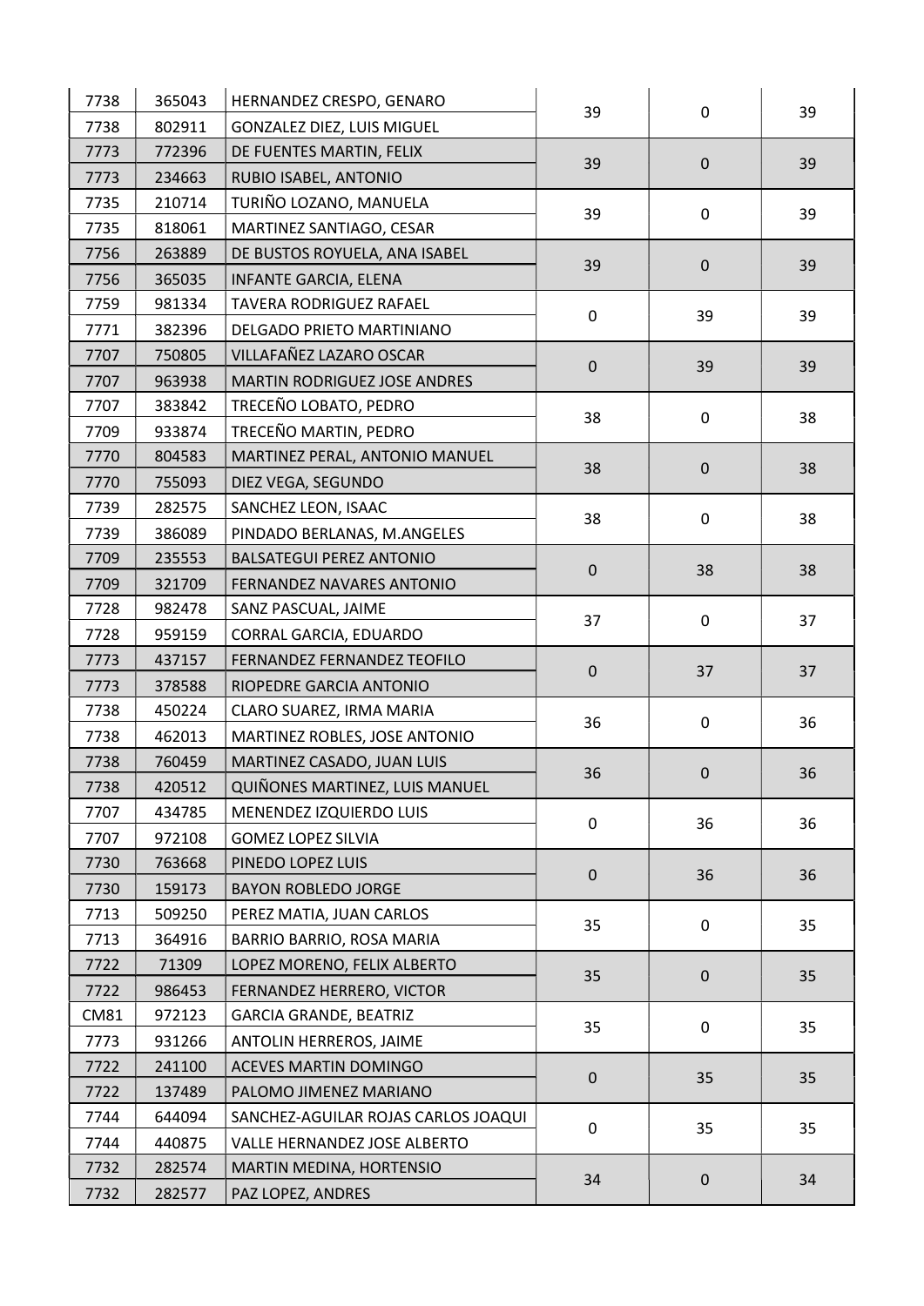| | | | | | |
|---|---|---|---|---|---|
| 7738 | 365043 | HERNANDEZ CRESPO, GENARO | 39 | 0 | 39 |
| 7738 | 802911 | GONZALEZ DIEZ, LUIS MIGUEL | | | |
| 7773 | 772396 | DE FUENTES MARTIN, FELIX | 39 | 0 | 39 |
| 7773 | 234663 | RUBIO ISABEL, ANTONIO | | | |
| 7735 | 210714 | TURIÑO LOZANO, MANUELA | 39 | 0 | 39 |
| 7735 | 818061 | MARTINEZ SANTIAGO, CESAR | | | |
| 7756 | 263889 | DE BUSTOS ROYUELA, ANA ISABEL | 39 | 0 | 39 |
| 7756 | 365035 | INFANTE GARCIA, ELENA | | | |
| 7759 | 981334 | TAVERA RODRIGUEZ RAFAEL | 0 | 39 | 39 |
| 7771 | 382396 | DELGADO PRIETO MARTINIANO | | | |
| 7707 | 750805 | VILLAFAÑEZ LAZARO OSCAR | 0 | 39 | 39 |
| 7707 | 963938 | MARTIN RODRIGUEZ JOSE ANDRES | | | |
| 7707 | 383842 | TRECEÑO LOBATO, PEDRO | 38 | 0 | 38 |
| 7709 | 933874 | TRECEÑO MARTIN, PEDRO | | | |
| 7770 | 804583 | MARTINEZ PERAL, ANTONIO MANUEL | 38 | 0 | 38 |
| 7770 | 755093 | DIEZ VEGA, SEGUNDO | | | |
| 7739 | 282575 | SANCHEZ LEON, ISAAC | 38 | 0 | 38 |
| 7739 | 386089 | PINDADO BERLANAS, M.ANGELES | | | |
| 7709 | 235553 | BALSATEGUI PEREZ ANTONIO | 0 | 38 | 38 |
| 7709 | 321709 | FERNANDEZ NAVARES ANTONIO | | | |
| 7728 | 982478 | SANZ PASCUAL, JAIME | 37 | 0 | 37 |
| 7728 | 959159 | CORRAL GARCIA, EDUARDO | | | |
| 7773 | 437157 | FERNANDEZ FERNANDEZ TEOFILO | 0 | 37 | 37 |
| 7773 | 378588 | RIOPEDRE GARCIA ANTONIO | | | |
| 7738 | 450224 | CLARO SUAREZ, IRMA MARIA | 36 | 0 | 36 |
| 7738 | 462013 | MARTINEZ ROBLES, JOSE ANTONIO | | | |
| 7738 | 760459 | MARTINEZ CASADO, JUAN LUIS | 36 | 0 | 36 |
| 7738 | 420512 | QUIÑONES MARTINEZ, LUIS MANUEL | | | |
| 7707 | 434785 | MENENDEZ IZQUIERDO LUIS | 0 | 36 | 36 |
| 7707 | 972108 | GOMEZ LOPEZ SILVIA | | | |
| 7730 | 763668 | PINEDO LOPEZ LUIS | 0 | 36 | 36 |
| 7730 | 159173 | BAYON ROBLEDO JORGE | | | |
| 7713 | 509250 | PEREZ MATIA, JUAN CARLOS | 35 | 0 | 35 |
| 7713 | 364916 | BARRIO BARRIO, ROSA MARIA | | | |
| 7722 | 71309 | LOPEZ MORENO, FELIX ALBERTO | 35 | 0 | 35 |
| 7722 | 986453 | FERNANDEZ HERRERO, VICTOR | | | |
| CM81 | 972123 | GARCIA GRANDE, BEATRIZ | 35 | 0 | 35 |
| 7773 | 931266 | ANTOLIN HERREROS, JAIME | | | |
| 7722 | 241100 | ACEVES MARTIN DOMINGO | 0 | 35 | 35 |
| 7722 | 137489 | PALOMO JIMENEZ MARIANO | | | |
| 7744 | 644094 | SANCHEZ-AGUILAR ROJAS CARLOS JOAQUI | 0 | 35 | 35 |
| 7744 | 440875 | VALLE HERNANDEZ JOSE ALBERTO | | | |
| 7732 | 282574 | MARTIN MEDINA, HORTENSIO | 34 | 0 | 34 |
| 7732 | 282577 | PAZ LOPEZ, ANDRES | | | |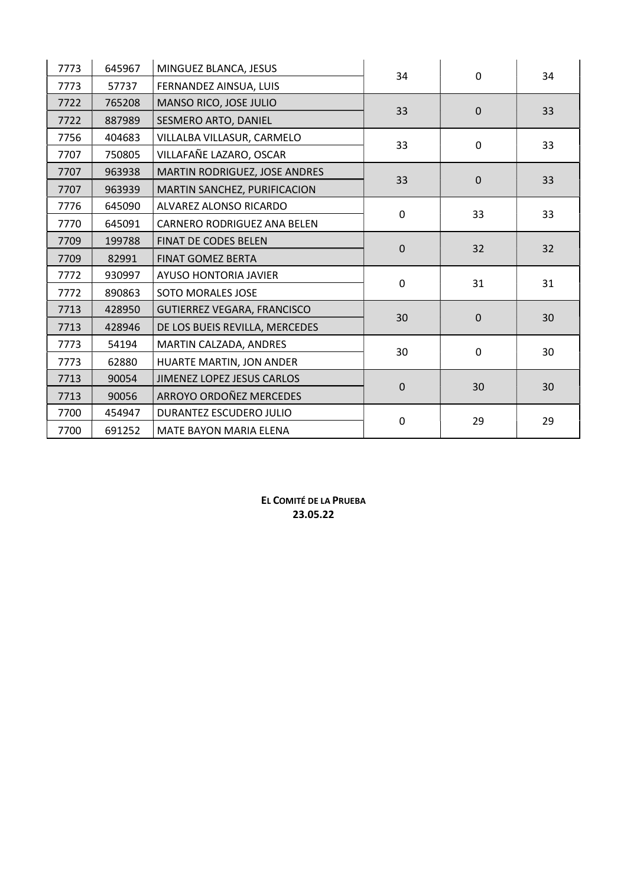| | | | | | |
|---|---|---|---|---|---|
| 7773 | 645967 | MINGUEZ BLANCA, JESUS | 34 | 0 | 34 |
| 7773 | 57737 | FERNANDEZ AINSUA, LUIS | | | |
| 7722 | 765208 | MANSO RICO, JOSE JULIO | 33 | 0 | 33 |
| 7722 | 887989 | SESMERO ARTO, DANIEL | | | |
| 7756 | 404683 | VILLALBA VILLASUR, CARMELO | 33 | 0 | 33 |
| 7707 | 750805 | VILLAFAÑE LAZARO, OSCAR | | | |
| 7707 | 963938 | MARTIN RODRIGUEZ, JOSE ANDRES | 33 | 0 | 33 |
| 7707 | 963939 | MARTIN SANCHEZ, PURIFICACION | | | |
| 7776 | 645090 | ALVAREZ ALONSO RICARDO | 0 | 33 | 33 |
| 7770 | 645091 | CARNERO RODRIGUEZ ANA BELEN | | | |
| 7709 | 199788 | FINAT DE CODES BELEN | 0 | 32 | 32 |
| 7709 | 82991 | FINAT GOMEZ BERTA | | | |
| 7772 | 930997 | AYUSO HONTORIA JAVIER | 0 | 31 | 31 |
| 7772 | 890863 | SOTO MORALES JOSE | | | |
| 7713 | 428950 | GUTIERREZ VEGARA, FRANCISCO | 30 | 0 | 30 |
| 7713 | 428946 | DE LOS BUEIS REVILLA, MERCEDES | | | |
| 7773 | 54194 | MARTIN CALZADA, ANDRES | 30 | 0 | 30 |
| 7773 | 62880 | HUARTE MARTIN, JON ANDER | | | |
| 7713 | 90054 | JIMENEZ LOPEZ JESUS CARLOS | 0 | 30 | 30 |
| 7713 | 90056 | ARROYO ORDOÑEZ MERCEDES | | | |
| 7700 | 454947 | DURANTEZ ESCUDERO JULIO | 0 | 29 | 29 |
| 7700 | 691252 | MATE BAYON MARIA ELENA | | | |

**EL COMITÉ DE LA PRUEBA**
**23.05.22**